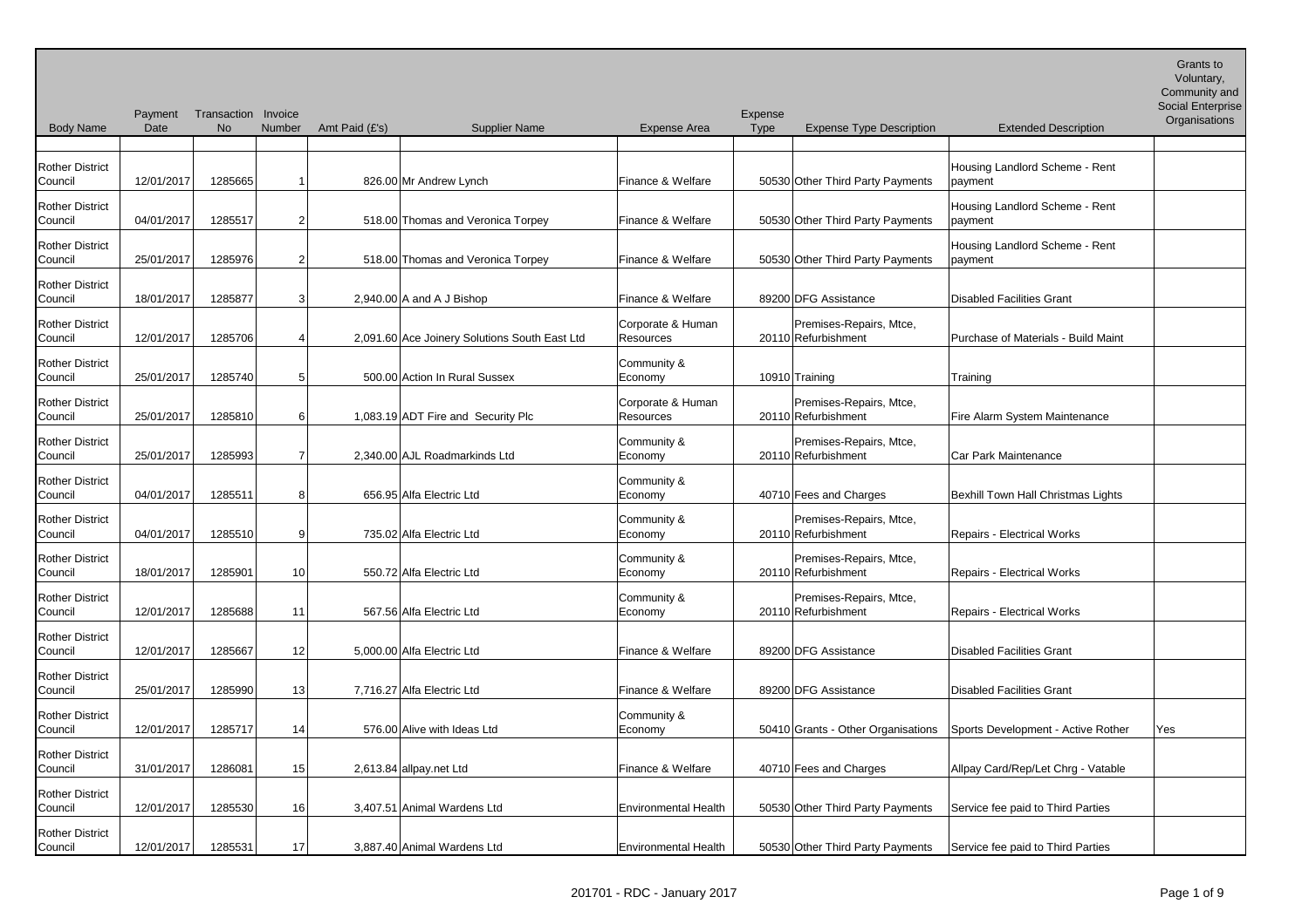| Body Name | Payment Date | Transaction No | Invoice Number | Amt Paid (£'s) | Supplier Name | Expense Area | Expense Type | Expense Type Description | Extended Description | Grants to Voluntary, Community and Social Enterprise Organisations |
|---|---|---|---|---|---|---|---|---|---|---|
| Rother District Council | 12/01/2017 | 1285665 | 1 | 826.00 | Mr Andrew Lynch | Finance & Welfare | 50530 | Other Third Party Payments | Housing Landlord Scheme - Rent payment | |
| Rother District Council | 04/01/2017 | 1285517 | 2 | 518.00 | Thomas and Veronica Torpey | Finance & Welfare | 50530 | Other Third Party Payments | Housing Landlord Scheme - Rent payment | |
| Rother District Council | 25/01/2017 | 1285976 | 2 | 518.00 | Thomas and Veronica Torpey | Finance & Welfare | 50530 | Other Third Party Payments | Housing Landlord Scheme - Rent payment | |
| Rother District Council | 18/01/2017 | 1285877 | 3 | 2,940.00 | A and A J Bishop | Finance & Welfare | 89200 | DFG Assistance | Disabled Facilities Grant | |
| Rother District Council | 12/01/2017 | 1285706 | 4 | 2,091.60 | Ace Joinery Solutions South East Ltd | Corporate & Human Resources | 20110 | Premises-Repairs, Mtce, Refurbishment | Purchase of Materials - Build Maint | |
| Rother District Council | 25/01/2017 | 1285740 | 5 | 500.00 | Action In Rural Sussex | Community & Economy | 10910 | Training | Training | |
| Rother District Council | 25/01/2017 | 1285810 | 6 | 1,083.19 | ADT Fire and Security Plc | Corporate & Human Resources | 20110 | Premises-Repairs, Mtce, Refurbishment | Fire Alarm System Maintenance | |
| Rother District Council | 25/01/2017 | 1285993 | 7 | 2,340.00 | AJL Roadmarkinds Ltd | Community & Economy | 20110 | Premises-Repairs, Mtce, Refurbishment | Car Park Maintenance | |
| Rother District Council | 04/01/2017 | 1285511 | 8 | 656.95 | Alfa Electric Ltd | Community & Economy | 40710 | Fees and Charges | Bexhill Town Hall Christmas Lights | |
| Rother District Council | 04/01/2017 | 1285510 | 9 | 735.02 | Alfa Electric Ltd | Community & Economy | 20110 | Premises-Repairs, Mtce, Refurbishment | Repairs - Electrical Works | |
| Rother District Council | 18/01/2017 | 1285901 | 10 | 550.72 | Alfa Electric Ltd | Community & Economy | 20110 | Premises-Repairs, Mtce, Refurbishment | Repairs - Electrical Works | |
| Rother District Council | 12/01/2017 | 1285688 | 11 | 567.56 | Alfa Electric Ltd | Community & Economy | 20110 | Premises-Repairs, Mtce, Refurbishment | Repairs - Electrical Works | |
| Rother District Council | 12/01/2017 | 1285667 | 12 | 5,000.00 | Alfa Electric Ltd | Finance & Welfare | 89200 | DFG Assistance | Disabled Facilities Grant | |
| Rother District Council | 25/01/2017 | 1285990 | 13 | 7,716.27 | Alfa Electric Ltd | Finance & Welfare | 89200 | DFG Assistance | Disabled Facilities Grant | |
| Rother District Council | 12/01/2017 | 1285717 | 14 | 576.00 | Alive with Ideas Ltd | Community & Economy | 50410 | Grants - Other Organisations | Sports Development - Active Rother | Yes |
| Rother District Council | 31/01/2017 | 1286081 | 15 | 2,613.84 | allpay.net Ltd | Finance & Welfare | 40710 | Fees and Charges | Allpay Card/Rep/Let Chrg - Vatable | |
| Rother District Council | 12/01/2017 | 1285530 | 16 | 3,407.51 | Animal Wardens Ltd | Environmental Health | 50530 | Other Third Party Payments | Service fee paid to Third Parties | |
| Rother District Council | 12/01/2017 | 1285531 | 17 | 3,887.40 | Animal Wardens Ltd | Environmental Health | 50530 | Other Third Party Payments | Service fee paid to Third Parties | |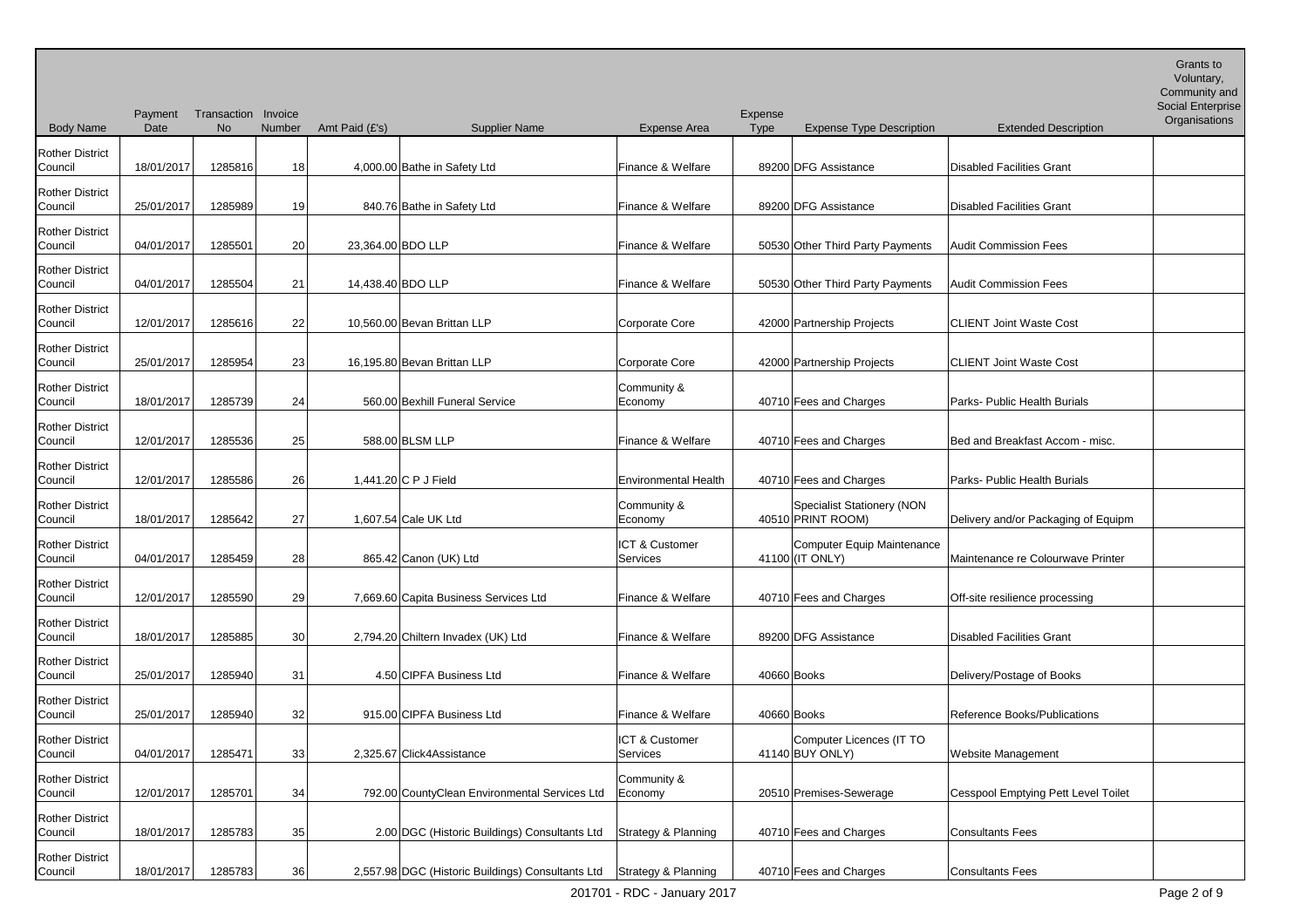| Body Name | Payment Date | Transaction No | Invoice Number | Amt Paid (£'s) | Supplier Name | Expense Area | Expense Type | Expense Type Description | Extended Description | Grants to Voluntary, Community and Social Enterprise Organisations |
|---|---|---|---|---|---|---|---|---|---|---|
| Rother District Council | 18/01/2017 | 1285816 | 18 | 4,000.00 | Bathe in Safety Ltd | Finance & Welfare | 89200 | DFG Assistance | Disabled Facilities Grant | |
| Rother District Council | 25/01/2017 | 1285989 | 19 | 840.76 | Bathe in Safety Ltd | Finance & Welfare | 89200 | DFG Assistance | Disabled Facilities Grant | |
| Rother District Council | 04/01/2017 | 1285501 | 20 | 23,364.00 | BDO LLP | Finance & Welfare | 50530 | Other Third Party Payments | Audit Commission Fees | |
| Rother District Council | 04/01/2017 | 1285504 | 21 | 14,438.40 | BDO LLP | Finance & Welfare | 50530 | Other Third Party Payments | Audit Commission Fees | |
| Rother District Council | 12/01/2017 | 1285616 | 22 | 10,560.00 | Bevan Brittan LLP | Corporate Core | 42000 | Partnership Projects | CLIENT Joint Waste Cost | |
| Rother District Council | 25/01/2017 | 1285954 | 23 | 16,195.80 | Bevan Brittan LLP | Corporate Core | 42000 | Partnership Projects | CLIENT Joint Waste Cost | |
| Rother District Council | 18/01/2017 | 1285739 | 24 | 560.00 | Bexhill Funeral Service | Community & Economy | 40710 | Fees and Charges | Parks- Public Health Burials | |
| Rother District Council | 12/01/2017 | 1285536 | 25 | 588.00 | BLSM LLP | Finance & Welfare | 40710 | Fees and Charges | Bed and Breakfast Accom - misc. | |
| Rother District Council | 12/01/2017 | 1285586 | 26 | 1,441.20 | C P J Field | Environmental Health | 40710 | Fees and Charges | Parks- Public Health Burials | |
| Rother District Council | 18/01/2017 | 1285642 | 27 | 1,607.54 | Cale UK Ltd | Community & Economy | 40510 | Specialist Stationery (NON PRINT ROOM) | Delivery and/or Packaging of Equipm | |
| Rother District Council | 04/01/2017 | 1285459 | 28 | 865.42 | Canon (UK) Ltd | ICT & Customer Services | 41100 | Computer Equip Maintenance (IT ONLY) | Maintenance re Colourwave Printer | |
| Rother District Council | 12/01/2017 | 1285590 | 29 | 7,669.60 | Capita Business Services Ltd | Finance & Welfare | 40710 | Fees and Charges | Off-site resilience processing | |
| Rother District Council | 18/01/2017 | 1285885 | 30 | 2,794.20 | Chiltern Invadex (UK) Ltd | Finance & Welfare | 89200 | DFG Assistance | Disabled Facilities Grant | |
| Rother District Council | 25/01/2017 | 1285940 | 31 | 4.50 | CIPFA Business Ltd | Finance & Welfare | 40660 | Books | Delivery/Postage of Books | |
| Rother District Council | 25/01/2017 | 1285940 | 32 | 915.00 | CIPFA Business Ltd | Finance & Welfare | 40660 | Books | Reference Books/Publications | |
| Rother District Council | 04/01/2017 | 1285471 | 33 | 2,325.67 | Click4Assistance | ICT & Customer Services | 41140 | Computer Licences (IT TO BUY ONLY) | Website Management | |
| Rother District Council | 12/01/2017 | 1285701 | 34 | 792.00 | CountyClean Environmental Services Ltd | Community & Economy | 20510 | Premises-Sewerage | Cesspool Emptying Pett Level Toilet | |
| Rother District Council | 18/01/2017 | 1285783 | 35 | 2.00 | DGC (Historic Buildings) Consultants Ltd | Strategy & Planning | 40710 | Fees and Charges | Consultants Fees | |
| Rother District Council | 18/01/2017 | 1285783 | 36 | 2,557.98 | DGC (Historic Buildings) Consultants Ltd | Strategy & Planning | 40710 | Fees and Charges | Consultants Fees | |

201701 - RDC - January 2017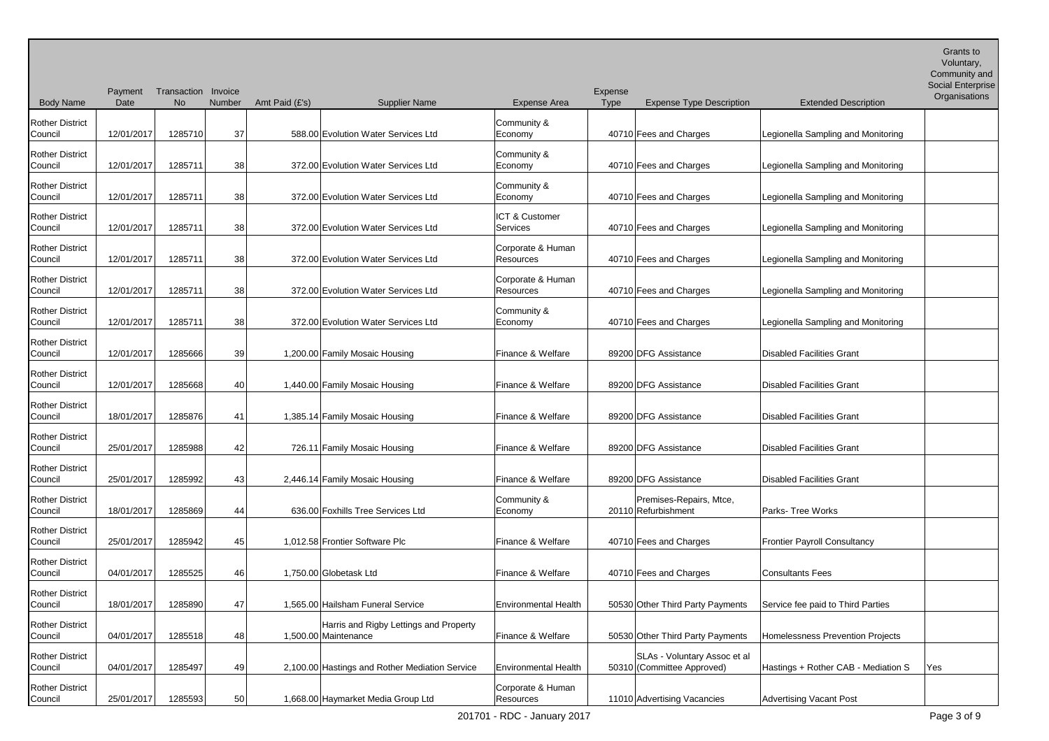| Body Name | Payment Date | Transaction No | Invoice Number | Amt Paid (£'s) | Supplier Name | Expense Area | Expense Type | Expense Type Description | Extended Description | Grants to Voluntary, Community and Social Enterprise Organisations |
|---|---|---|---|---|---|---|---|---|---|---|
| Rother District Council | 12/01/2017 | 1285710 | 37 | 588.00 | Evolution Water Services Ltd | Community & Economy | 40710 | Fees and Charges | Legionella Sampling and Monitoring | |
| Rother District Council | 12/01/2017 | 1285711 | 38 | 372.00 | Evolution Water Services Ltd | Community & Economy | 40710 | Fees and Charges | Legionella Sampling and Monitoring | |
| Rother District Council | 12/01/2017 | 1285711 | 38 | 372.00 | Evolution Water Services Ltd | Community & Economy | 40710 | Fees and Charges | Legionella Sampling and Monitoring | |
| Rother District Council | 12/01/2017 | 1285711 | 38 | 372.00 | Evolution Water Services Ltd | ICT & Customer Services | 40710 | Fees and Charges | Legionella Sampling and Monitoring | |
| Rother District Council | 12/01/2017 | 1285711 | 38 | 372.00 | Evolution Water Services Ltd | Corporate & Human Resources | 40710 | Fees and Charges | Legionella Sampling and Monitoring | |
| Rother District Council | 12/01/2017 | 1285711 | 38 | 372.00 | Evolution Water Services Ltd | Corporate & Human Resources | 40710 | Fees and Charges | Legionella Sampling and Monitoring | |
| Rother District Council | 12/01/2017 | 1285711 | 38 | 372.00 | Evolution Water Services Ltd | Community & Economy | 40710 | Fees and Charges | Legionella Sampling and Monitoring | |
| Rother District Council | 12/01/2017 | 1285666 | 39 | 1,200.00 | Family Mosaic Housing | Finance & Welfare | 89200 | DFG Assistance | Disabled Facilities Grant | |
| Rother District Council | 12/01/2017 | 1285668 | 40 | 1,440.00 | Family Mosaic Housing | Finance & Welfare | 89200 | DFG Assistance | Disabled Facilities Grant | |
| Rother District Council | 18/01/2017 | 1285876 | 41 | 1,385.14 | Family Mosaic Housing | Finance & Welfare | 89200 | DFG Assistance | Disabled Facilities Grant | |
| Rother District Council | 25/01/2017 | 1285988 | 42 | 726.11 | Family Mosaic Housing | Finance & Welfare | 89200 | DFG Assistance | Disabled Facilities Grant | |
| Rother District Council | 25/01/2017 | 1285992 | 43 | 2,446.14 | Family Mosaic Housing | Finance & Welfare | 89200 | DFG Assistance | Disabled Facilities Grant | |
| Rother District Council | 18/01/2017 | 1285869 | 44 | 636.00 | Foxhills Tree Services Ltd | Community & Economy | 20110 | Premises-Repairs, Mtce, Refurbishment | Parks- Tree Works | |
| Rother District Council | 25/01/2017 | 1285942 | 45 | 1,012.58 | Frontier Software Plc | Finance & Welfare | 40710 | Fees and Charges | Frontier Payroll Consultancy | |
| Rother District Council | 04/01/2017 | 1285525 | 46 | 1,750.00 | Globetask Ltd | Finance & Welfare | 40710 | Fees and Charges | Consultants Fees | |
| Rother District Council | 18/01/2017 | 1285890 | 47 | 1,565.00 | Hailsham Funeral Service | Environmental Health | 50530 | Other Third Party Payments | Service fee paid to Third Parties | |
| Rother District Council | 04/01/2017 | 1285518 | 48 | 1,500.00 | Harris and Rigby Lettings and Property Maintenance | Finance & Welfare | 50530 | Other Third Party Payments | Homelessness Prevention Projects | |
| Rother District Council | 04/01/2017 | 1285497 | 49 | 2,100.00 | Hastings and Rother Mediation Service | Environmental Health | 50310 | SLAs - Voluntary Assoc et al (Committee Approved) | Hastings + Rother CAB - Mediation S | Yes |
| Rother District Council | 25/01/2017 | 1285593 | 50 | 1,668.00 | Haymarket Media Group Ltd | Corporate & Human Resources | 11010 | Advertising Vacancies | Advertising Vacant Post | |

201701 - RDC - January 2017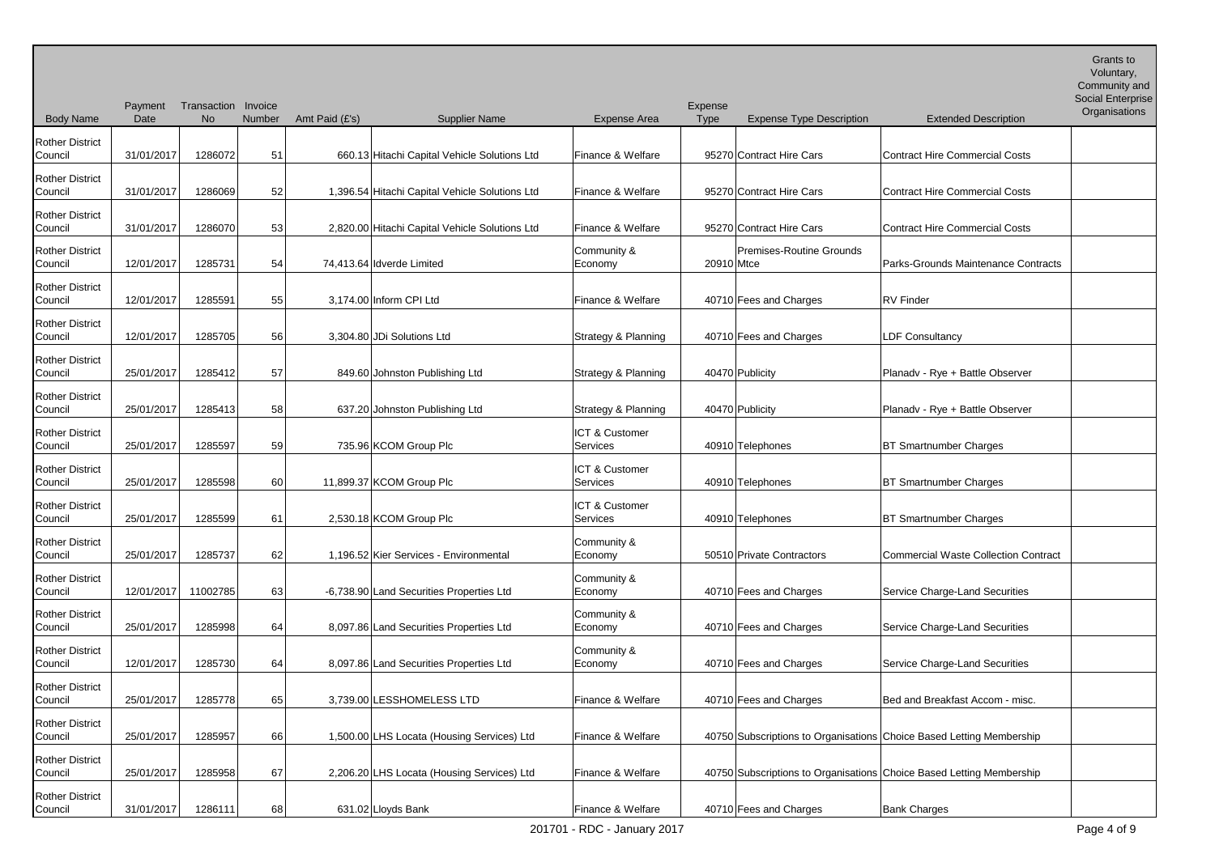| Body Name | Payment Date | Transaction No | Invoice Number | Amt Paid (£'s) | Supplier Name | Expense Area | Expense Type | Expense Type Description | Extended Description | Grants to Voluntary, Community and Social Enterprise Organisations |
|---|---|---|---|---|---|---|---|---|---|---|
| Rother District Council | 31/01/2017 | 1286072 | 51 | 660.13 | Hitachi Capital Vehicle Solutions Ltd | Finance & Welfare | 95270 | Contract Hire Cars | Contract Hire Commercial Costs | |
| Rother District Council | 31/01/2017 | 1286069 | 52 | 1,396.54 | Hitachi Capital Vehicle Solutions Ltd | Finance & Welfare | 95270 | Contract Hire Cars | Contract Hire Commercial Costs | |
| Rother District Council | 31/01/2017 | 1286070 | 53 | 2,820.00 | Hitachi Capital Vehicle Solutions Ltd | Finance & Welfare | 95270 | Contract Hire Cars | Contract Hire Commercial Costs | |
| Rother District Council | 12/01/2017 | 1285731 | 54 | 74,413.64 | Idverde Limited | Community & Economy | 20910 | Premises-Routine Grounds Mtce | Parks-Grounds Maintenance Contracts | |
| Rother District Council | 12/01/2017 | 1285591 | 55 | 3,174.00 | Inform CPI Ltd | Finance & Welfare | 40710 | Fees and Charges | RV Finder | |
| Rother District Council | 12/01/2017 | 1285705 | 56 | 3,304.80 | JDi Solutions Ltd | Strategy & Planning | 40710 | Fees and Charges | LDF Consultancy | |
| Rother District Council | 25/01/2017 | 1285412 | 57 | 849.60 | Johnston Publishing Ltd | Strategy & Planning | 40470 | Publicity | Planadv - Rye + Battle Observer | |
| Rother District Council | 25/01/2017 | 1285413 | 58 | 637.20 | Johnston Publishing Ltd | Strategy & Planning | 40470 | Publicity | Planadv - Rye + Battle Observer | |
| Rother District Council | 25/01/2017 | 1285597 | 59 | 735.96 | KCOM Group Plc | ICT & Customer Services | 40910 | Telephones | BT Smartnumber Charges | |
| Rother District Council | 25/01/2017 | 1285598 | 60 | 11,899.37 | KCOM Group Plc | ICT & Customer Services | 40910 | Telephones | BT Smartnumber Charges | |
| Rother District Council | 25/01/2017 | 1285599 | 61 | 2,530.18 | KCOM Group Plc | ICT & Customer Services | 40910 | Telephones | BT Smartnumber Charges | |
| Rother District Council | 25/01/2017 | 1285737 | 62 | 1,196.52 | Kier Services - Environmental | Community & Economy | 50510 | Private Contractors | Commercial Waste Collection Contract | |
| Rother District Council | 12/01/2017 | 11002785 | 63 | -6,738.90 | Land Securities Properties Ltd | Community & Economy | 40710 | Fees and Charges | Service Charge-Land Securities | |
| Rother District Council | 25/01/2017 | 1285998 | 64 | 8,097.86 | Land Securities Properties Ltd | Community & Economy | 40710 | Fees and Charges | Service Charge-Land Securities | |
| Rother District Council | 12/01/2017 | 1285730 | 64 | 8,097.86 | Land Securities Properties Ltd | Community & Economy | 40710 | Fees and Charges | Service Charge-Land Securities | |
| Rother District Council | 25/01/2017 | 1285778 | 65 | 3,739.00 | LESSHOMELESS LTD | Finance & Welfare | 40710 | Fees and Charges | Bed and Breakfast Accom - misc. | |
| Rother District Council | 25/01/2017 | 1285957 | 66 | 1,500.00 | LHS Locata (Housing Services) Ltd | Finance & Welfare | 40750 | Subscriptions to Organisations | Choice Based Letting Membership | |
| Rother District Council | 25/01/2017 | 1285958 | 67 | 2,206.20 | LHS Locata (Housing Services) Ltd | Finance & Welfare | 40750 | Subscriptions to Organisations | Choice Based Letting Membership | |
| Rother District Council | 31/01/2017 | 1286111 | 68 | 631.02 | Lloyds Bank | Finance & Welfare | 40710 | Fees and Charges | Bank Charges | |

201701 - RDC - January 2017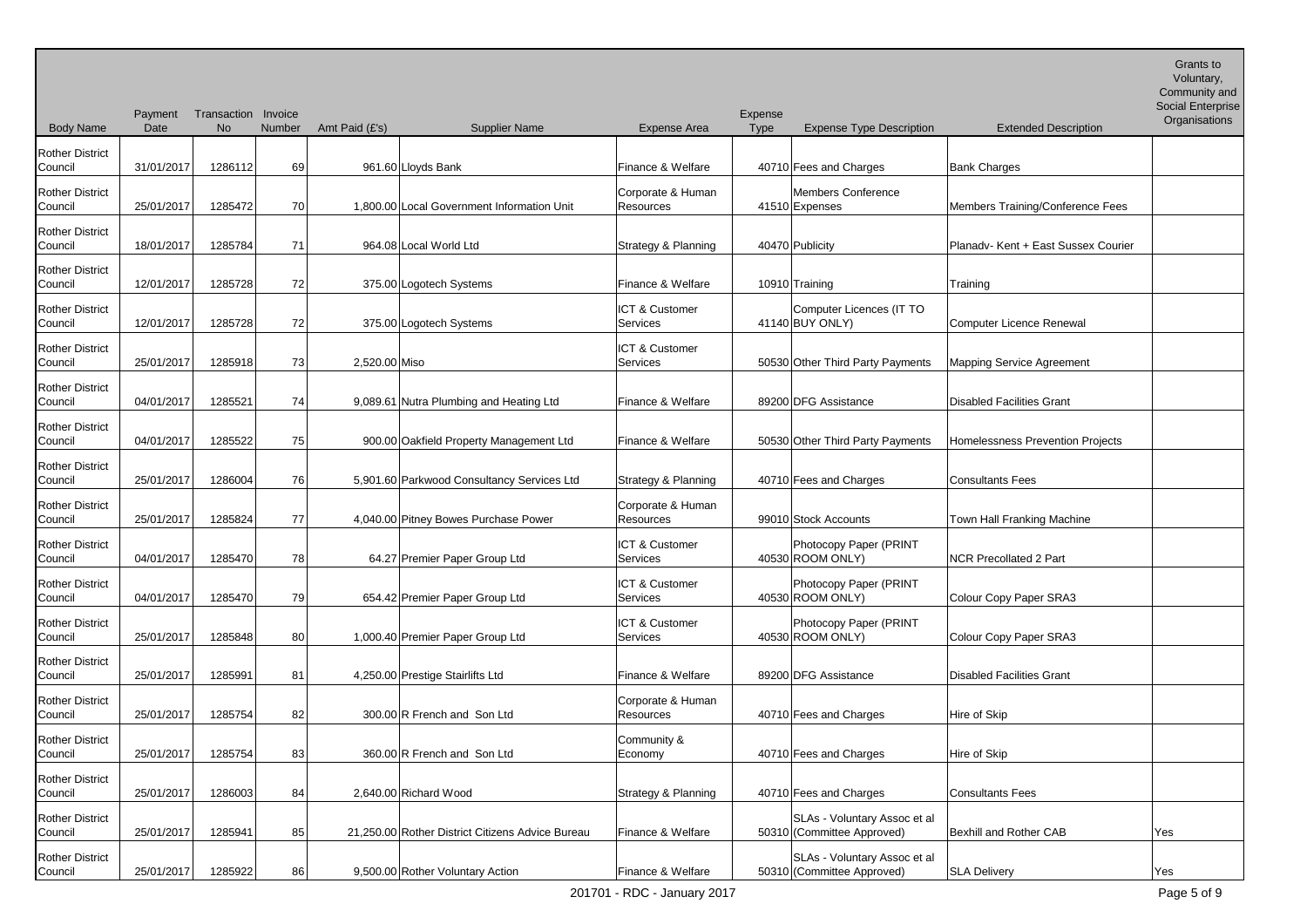| Body Name | Payment Date | Transaction No | Invoice Number | Amt Paid (£'s) | Supplier Name | Expense Area | Expense Type | Expense Type Description | Extended Description | Grants to Voluntary, Community and Social Enterprise Organisations |
|---|---|---|---|---|---|---|---|---|---|---|
| Rother District Council | 31/01/2017 | 1286112 | 69 | 961.60 | Lloyds Bank | Finance & Welfare | 40710 | Fees and Charges | Bank Charges | |
| Rother District Council | 25/01/2017 | 1285472 | 70 | 1,800.00 | Local Government Information Unit | Corporate & Human Resources | 41510 | Members Conference Expenses | Members Training/Conference Fees | |
| Rother District Council | 18/01/2017 | 1285784 | 71 | 964.08 | Local World Ltd | Strategy & Planning | 40470 | Publicity | Planadv- Kent + East Sussex Courier | |
| Rother District Council | 12/01/2017 | 1285728 | 72 | 375.00 | Logotech Systems | Finance & Welfare | 10910 | Training | Training | |
| Rother District Council | 12/01/2017 | 1285728 | 72 | 375.00 | Logotech Systems | ICT & Customer Services | 41140 | Computer Licences (IT TO BUY ONLY) | Computer Licence Renewal | |
| Rother District Council | 25/01/2017 | 1285918 | 73 | 2,520.00 | Miso | ICT & Customer Services | 50530 | Other Third Party Payments | Mapping Service Agreement | |
| Rother District Council | 04/01/2017 | 1285521 | 74 | 9,089.61 | Nutra Plumbing and Heating Ltd | Finance & Welfare | 89200 | DFG Assistance | Disabled Facilities Grant | |
| Rother District Council | 04/01/2017 | 1285522 | 75 | 900.00 | Oakfield Property Management Ltd | Finance & Welfare | 50530 | Other Third Party Payments | Homelessness Prevention Projects | |
| Rother District Council | 25/01/2017 | 1286004 | 76 | 5,901.60 | Parkwood Consultancy Services Ltd | Strategy & Planning | 40710 | Fees and Charges | Consultants Fees | |
| Rother District Council | 25/01/2017 | 1285824 | 77 | 4,040.00 | Pitney Bowes Purchase Power | Corporate & Human Resources | 99010 | Stock Accounts | Town Hall Franking Machine | |
| Rother District Council | 04/01/2017 | 1285470 | 78 | 64.27 | Premier Paper Group Ltd | ICT & Customer Services | 40530 | Photocopy Paper (PRINT ROOM ONLY) | NCR Precollated 2 Part | |
| Rother District Council | 04/01/2017 | 1285470 | 79 | 654.42 | Premier Paper Group Ltd | ICT & Customer Services | 40530 | Photocopy Paper (PRINT ROOM ONLY) | Colour Copy Paper SRA3 | |
| Rother District Council | 25/01/2017 | 1285848 | 80 | 1,000.40 | Premier Paper Group Ltd | ICT & Customer Services | 40530 | Photocopy Paper (PRINT ROOM ONLY) | Colour Copy Paper SRA3 | |
| Rother District Council | 25/01/2017 | 1285991 | 81 | 4,250.00 | Prestige Stairlifts Ltd | Finance & Welfare | 89200 | DFG Assistance | Disabled Facilities Grant | |
| Rother District Council | 25/01/2017 | 1285754 | 82 | 300.00 | R French and Son Ltd | Corporate & Human Resources | 40710 | Fees and Charges | Hire of Skip | |
| Rother District Council | 25/01/2017 | 1285754 | 83 | 360.00 | R French and Son Ltd | Community & Economy | 40710 | Fees and Charges | Hire of Skip | |
| Rother District Council | 25/01/2017 | 1286003 | 84 | 2,640.00 | Richard Wood | Strategy & Planning | 40710 | Fees and Charges | Consultants Fees | |
| Rother District Council | 25/01/2017 | 1285941 | 85 | 21,250.00 | Rother District Citizens Advice Bureau | Finance & Welfare | 50310 | SLAs - Voluntary Assoc et al (Committee Approved) | Bexhill and Rother CAB | Yes |
| Rother District Council | 25/01/2017 | 1285922 | 86 | 9,500.00 | Rother Voluntary Action | Finance & Welfare | 50310 | SLAs - Voluntary Assoc et al (Committee Approved) | SLA Delivery | Yes |

201701 - RDC - January 2017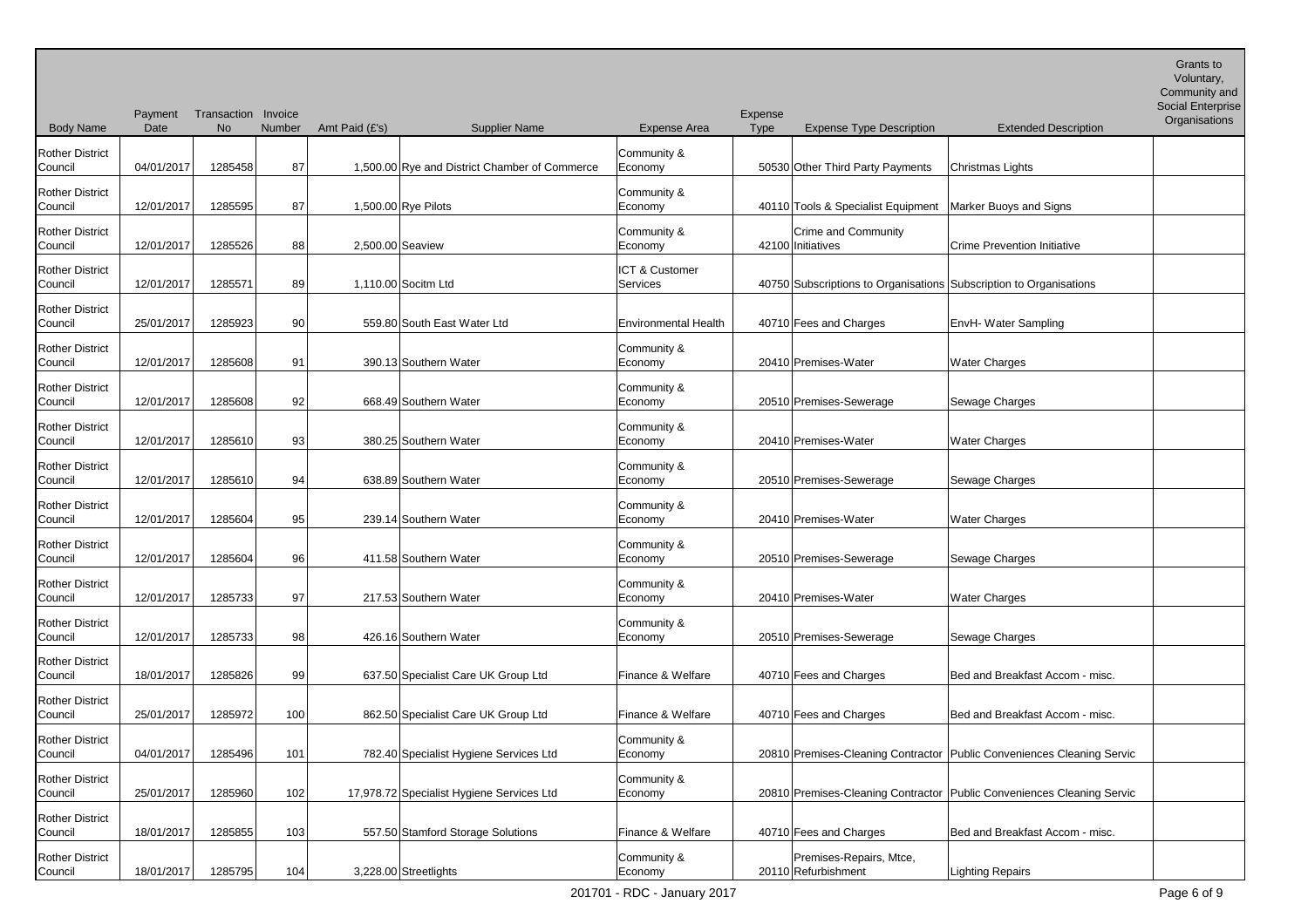| Body Name | Payment Date | Transaction No | Invoice Number | Amt Paid (£'s) | Supplier Name | Expense Area | Expense Type | Expense Type Description | Extended Description | Grants to Voluntary, Community and Social Enterprise Organisations |
|---|---|---|---|---|---|---|---|---|---|---|
| Rother District Council | 04/01/2017 | 1285458 | 87 | 1,500.00 | Rye and District Chamber of Commerce | Community & Economy | 50530 | Other Third Party Payments | Christmas Lights | |
| Rother District Council | 12/01/2017 | 1285595 | 87 | 1,500.00 | Rye Pilots | Community & Economy | 40110 | Tools & Specialist Equipment | Marker Buoys and Signs | |
| Rother District Council | 12/01/2017 | 1285526 | 88 | 2,500.00 | Seaview | Community & Economy | 42100 | Crime and Community Initiatives | Crime Prevention Initiative | |
| Rother District Council | 12/01/2017 | 1285571 | 89 | 1,110.00 | Socitm Ltd | ICT & Customer Services | 40750 | Subscriptions to Organisations | Subscription to Organisations | |
| Rother District Council | 25/01/2017 | 1285923 | 90 | 559.80 | South East Water Ltd | Environmental Health | 40710 | Fees and Charges | EnvH- Water Sampling | |
| Rother District Council | 12/01/2017 | 1285608 | 91 | 390.13 | Southern Water | Community & Economy | 20410 | Premises-Water | Water Charges | |
| Rother District Council | 12/01/2017 | 1285608 | 92 | 668.49 | Southern Water | Community & Economy | 20510 | Premises-Sewerage | Sewage Charges | |
| Rother District Council | 12/01/2017 | 1285610 | 93 | 380.25 | Southern Water | Community & Economy | 20410 | Premises-Water | Water Charges | |
| Rother District Council | 12/01/2017 | 1285610 | 94 | 638.89 | Southern Water | Community & Economy | 20510 | Premises-Sewerage | Sewage Charges | |
| Rother District Council | 12/01/2017 | 1285604 | 95 | 239.14 | Southern Water | Community & Economy | 20410 | Premises-Water | Water Charges | |
| Rother District Council | 12/01/2017 | 1285604 | 96 | 411.58 | Southern Water | Community & Economy | 20510 | Premises-Sewerage | Sewage Charges | |
| Rother District Council | 12/01/2017 | 1285733 | 97 | 217.53 | Southern Water | Community & Economy | 20410 | Premises-Water | Water Charges | |
| Rother District Council | 12/01/2017 | 1285733 | 98 | 426.16 | Southern Water | Community & Economy | 20510 | Premises-Sewerage | Sewage Charges | |
| Rother District Council | 18/01/2017 | 1285826 | 99 | 637.50 | Specialist Care UK Group Ltd | Finance & Welfare | 40710 | Fees and Charges | Bed and Breakfast Accom - misc. | |
| Rother District Council | 25/01/2017 | 1285972 | 100 | 862.50 | Specialist Care UK Group Ltd | Finance & Welfare | 40710 | Fees and Charges | Bed and Breakfast Accom - misc. | |
| Rother District Council | 04/01/2017 | 1285496 | 101 | 782.40 | Specialist Hygiene Services Ltd | Community & Economy | 20810 | Premises-Cleaning Contractor | Public Conveniences Cleaning Servic | |
| Rother District Council | 25/01/2017 | 1285960 | 102 | 17,978.72 | Specialist Hygiene Services Ltd | Community & Economy | 20810 | Premises-Cleaning Contractor | Public Conveniences Cleaning Servic | |
| Rother District Council | 18/01/2017 | 1285855 | 103 | 557.50 | Stamford Storage Solutions | Finance & Welfare | 40710 | Fees and Charges | Bed and Breakfast Accom - misc. | |
| Rother District Council | 18/01/2017 | 1285795 | 104 | 3,228.00 | Streetlights | Community & Economy | 20110 | Premises-Repairs, Mtce, Refurbishment | Lighting Repairs | |

201701 - RDC - January 2017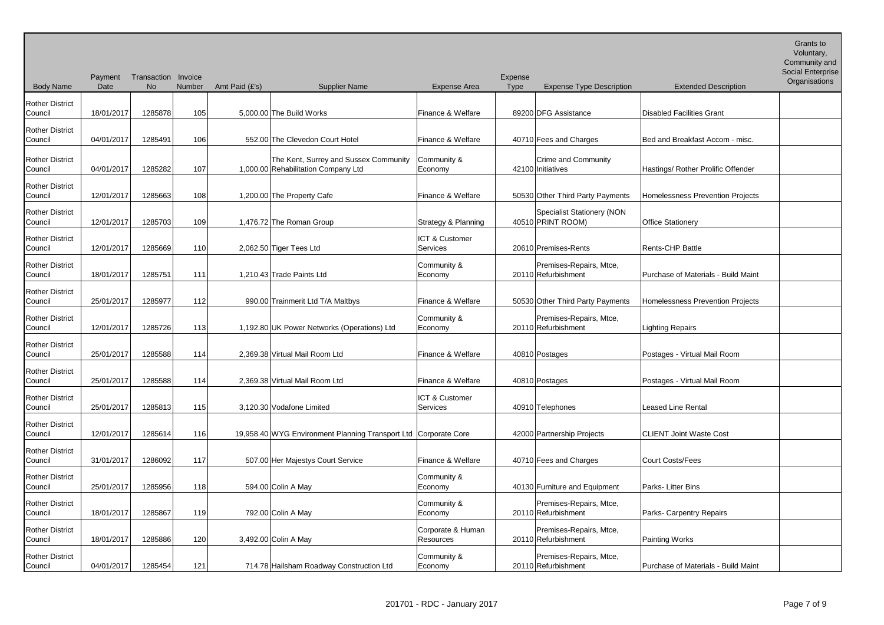| Body Name | Payment Date | Transaction No | Invoice Number | Amt Paid (£'s) | Supplier Name | Expense Area | Expense Type | Expense Type Description | Extended Description | Grants to Voluntary, Community and Social Enterprise Organisations |
|---|---|---|---|---|---|---|---|---|---|---|
| Rother District Council | 18/01/2017 | 1285878 | 105 | 5,000.00 | The Build Works | Finance & Welfare | 89200 | DFG Assistance | Disabled Facilities Grant | |
| Rother District Council | 04/01/2017 | 1285491 | 106 | 552.00 | The Clevedon Court Hotel | Finance & Welfare | 40710 | Fees and Charges | Bed and Breakfast Accom - misc. | |
| Rother District Council | 04/01/2017 | 1285282 | 107 | 1,000.00 | The Kent, Surrey and Sussex Community Rehabilitation Company Ltd | Community & Economy | 42100 | Crime and Community Initiatives | Hastings/ Rother Prolific Offender | |
| Rother District Council | 12/01/2017 | 1285663 | 108 | 1,200.00 | The Property Cafe | Finance & Welfare | 50530 | Other Third Party Payments | Homelessness Prevention Projects | |
| Rother District Council | 12/01/2017 | 1285703 | 109 | 1,476.72 | The Roman Group | Strategy & Planning | 40510 | Specialist Stationery (NON PRINT ROOM) | Office Stationery | |
| Rother District Council | 12/01/2017 | 1285669 | 110 | 2,062.50 | Tiger Tees Ltd | ICT & Customer Services | 20610 | Premises-Rents | Rents-CHP Battle | |
| Rother District Council | 18/01/2017 | 1285751 | 111 | 1,210.43 | Trade Paints Ltd | Community & Economy | 20110 | Premises-Repairs, Mtce, Refurbishment | Purchase of Materials - Build Maint | |
| Rother District Council | 25/01/2017 | 1285977 | 112 | 990.00 | Trainmerit Ltd T/A Maltbys | Finance & Welfare | 50530 | Other Third Party Payments | Homelessness Prevention Projects | |
| Rother District Council | 12/01/2017 | 1285726 | 113 | 1,192.80 | UK Power Networks (Operations) Ltd | Community & Economy | 20110 | Premises-Repairs, Mtce, Refurbishment | Lighting Repairs | |
| Rother District Council | 25/01/2017 | 1285588 | 114 | 2,369.38 | Virtual Mail Room Ltd | Finance & Welfare | 40810 | Postages | Postages - Virtual Mail Room | |
| Rother District Council | 25/01/2017 | 1285588 | 114 | 2,369.38 | Virtual Mail Room Ltd | Finance & Welfare | 40810 | Postages | Postages - Virtual Mail Room | |
| Rother District Council | 25/01/2017 | 1285813 | 115 | 3,120.30 | Vodafone Limited | ICT & Customer Services | 40910 | Telephones | Leased Line Rental | |
| Rother District Council | 12/01/2017 | 1285614 | 116 | 19,958.40 | WYG Environment Planning Transport Ltd | Corporate Core | 42000 | Partnership Projects | CLIENT Joint Waste Cost | |
| Rother District Council | 31/01/2017 | 1286092 | 117 | 507.00 | Her Majestys Court Service | Finance & Welfare | 40710 | Fees and Charges | Court Costs/Fees | |
| Rother District Council | 25/01/2017 | 1285956 | 118 | 594.00 | Colin A May | Community & Economy | 40130 | Furniture and Equipment | Parks- Litter Bins | |
| Rother District Council | 18/01/2017 | 1285867 | 119 | 792.00 | Colin A May | Community & Economy | 20110 | Premises-Repairs, Mtce, Refurbishment | Parks- Carpentry Repairs | |
| Rother District Council | 18/01/2017 | 1285886 | 120 | 3,492.00 | Colin A May | Corporate & Human Resources | 20110 | Premises-Repairs, Mtce, Refurbishment | Painting Works | |
| Rother District Council | 04/01/2017 | 1285454 | 121 | 714.78 | Hailsham Roadway Construction Ltd | Community & Economy | 20110 | Premises-Repairs, Mtce, Refurbishment | Purchase of Materials - Build Maint | |

201701 - RDC - January 2017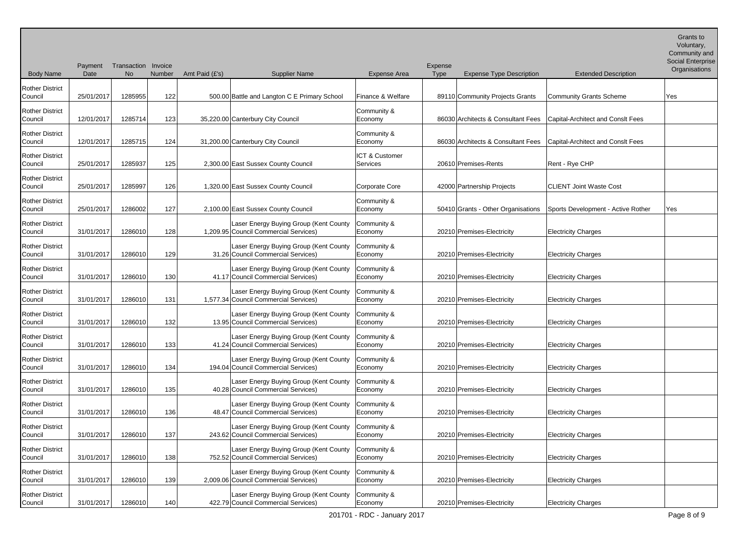| Body Name | Payment Date | Transaction No | Invoice Number | Amt Paid (£'s) | Supplier Name | Expense Area | Expense Type | Expense Type Description | Extended Description | Grants to Voluntary, Community and Social Enterprise Organisations |
|---|---|---|---|---|---|---|---|---|---|---|
| Rother District Council | 25/01/2017 | 1285955 | 122 | 500.00 | Battle and Langton C E Primary School | Finance & Welfare | 89110 | Community Projects Grants | Community Grants Scheme | Yes |
| Rother District Council | 12/01/2017 | 1285714 | 123 | 35,220.00 | Canterbury City Council | Community & Economy | 86030 | Architects & Consultant Fees | Capital-Architect and Conslt Fees | |
| Rother District Council | 12/01/2017 | 1285715 | 124 | 31,200.00 | Canterbury City Council | Community & Economy | 86030 | Architects & Consultant Fees | Capital-Architect and Conslt Fees | |
| Rother District Council | 25/01/2017 | 1285937 | 125 | 2,300.00 | East Sussex County Council | ICT & Customer Services | 20610 | Premises-Rents | Rent - Rye CHP | |
| Rother District Council | 25/01/2017 | 1285997 | 126 | 1,320.00 | East Sussex County Council | Corporate Core | 42000 | Partnership Projects | CLIENT Joint Waste Cost | |
| Rother District Council | 25/01/2017 | 1286002 | 127 | 2,100.00 | East Sussex County Council | Community & Economy | 50410 | Grants - Other Organisations | Sports Development - Active Rother | Yes |
| Rother District Council | 31/01/2017 | 1286010 | 128 | 1,209.95 | Laser Energy Buying Group (Kent County Council Commercial Services) | Community & Economy | 20210 | Premises-Electricity | Electricity Charges | |
| Rother District Council | 31/01/2017 | 1286010 | 129 | 31.26 | Laser Energy Buying Group (Kent County Council Commercial Services) | Community & Economy | 20210 | Premises-Electricity | Electricity Charges | |
| Rother District Council | 31/01/2017 | 1286010 | 130 | 41.17 | Laser Energy Buying Group (Kent County Council Commercial Services) | Community & Economy | 20210 | Premises-Electricity | Electricity Charges | |
| Rother District Council | 31/01/2017 | 1286010 | 131 | 1,577.34 | Laser Energy Buying Group (Kent County Council Commercial Services) | Community & Economy | 20210 | Premises-Electricity | Electricity Charges | |
| Rother District Council | 31/01/2017 | 1286010 | 132 | 13.95 | Laser Energy Buying Group (Kent County Council Commercial Services) | Community & Economy | 20210 | Premises-Electricity | Electricity Charges | |
| Rother District Council | 31/01/2017 | 1286010 | 133 | 41.24 | Laser Energy Buying Group (Kent County Council Commercial Services) | Community & Economy | 20210 | Premises-Electricity | Electricity Charges | |
| Rother District Council | 31/01/2017 | 1286010 | 134 | 194.04 | Laser Energy Buying Group (Kent County Council Commercial Services) | Community & Economy | 20210 | Premises-Electricity | Electricity Charges | |
| Rother District Council | 31/01/2017 | 1286010 | 135 | 40.28 | Laser Energy Buying Group (Kent County Council Commercial Services) | Community & Economy | 20210 | Premises-Electricity | Electricity Charges | |
| Rother District Council | 31/01/2017 | 1286010 | 136 | 48.47 | Laser Energy Buying Group (Kent County Council Commercial Services) | Community & Economy | 20210 | Premises-Electricity | Electricity Charges | |
| Rother District Council | 31/01/2017 | 1286010 | 137 | 243.62 | Laser Energy Buying Group (Kent County Council Commercial Services) | Community & Economy | 20210 | Premises-Electricity | Electricity Charges | |
| Rother District Council | 31/01/2017 | 1286010 | 138 | 752.52 | Laser Energy Buying Group (Kent County Council Commercial Services) | Community & Economy | 20210 | Premises-Electricity | Electricity Charges | |
| Rother District Council | 31/01/2017 | 1286010 | 139 | 2,009.06 | Laser Energy Buying Group (Kent County Council Commercial Services) | Community & Economy | 20210 | Premises-Electricity | Electricity Charges | |
| Rother District Council | 31/01/2017 | 1286010 | 140 | 422.79 | Laser Energy Buying Group (Kent County Council Commercial Services) | Community & Economy | 20210 | Premises-Electricity | Electricity Charges | |

201701 - RDC - January 2017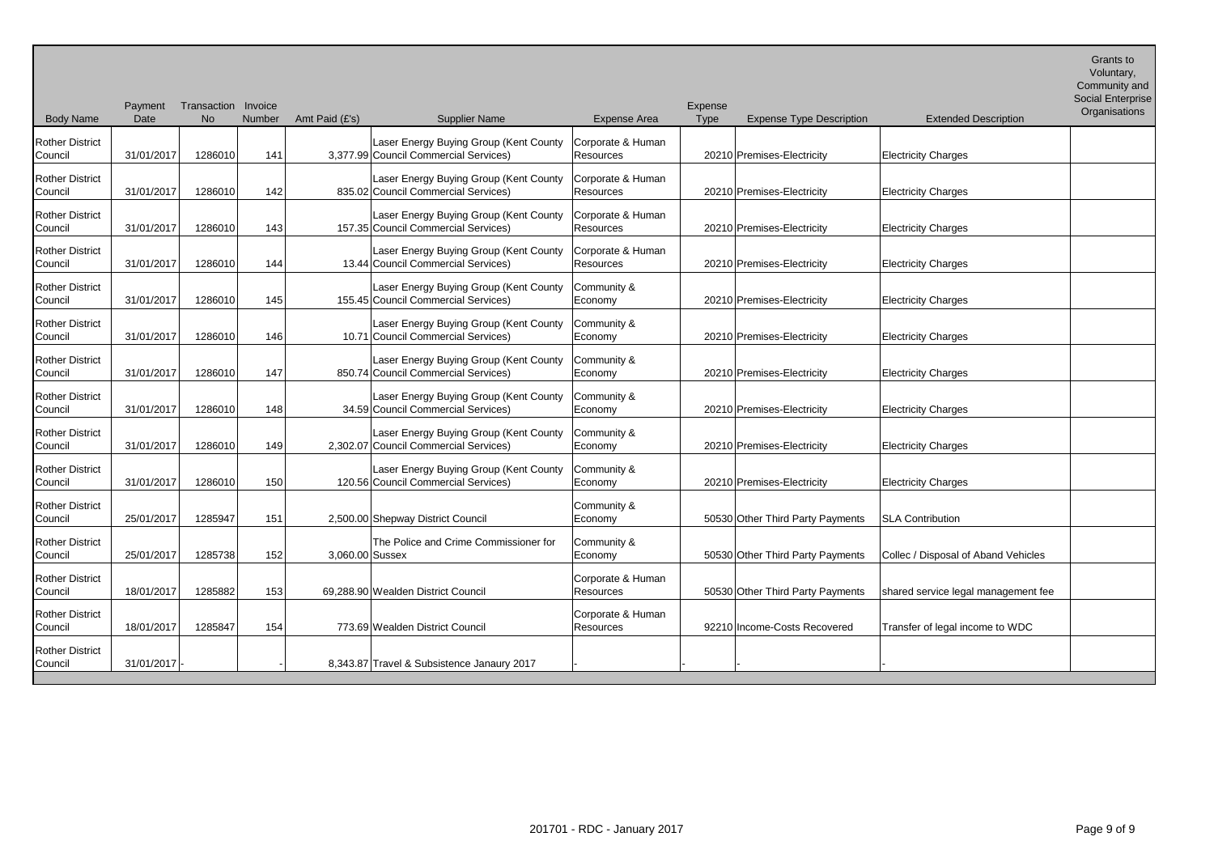| Body Name | Payment Date | Transaction No | Invoice Number | Amt Paid (£'s) | Supplier Name | Expense Area | Expense Type | Expense Type Description | Extended Description | Grants to Voluntary, Community and Social Enterprise Organisations |
|---|---|---|---|---|---|---|---|---|---|---|
| Rother District Council | 31/01/2017 | 1286010 | 141 | 3,377.99 | Laser Energy Buying Group (Kent County Council Commercial Services) | Corporate & Human Resources | 20210 | Premises-Electricity | Electricity Charges | |
| Rother District Council | 31/01/2017 | 1286010 | 142 | 835.02 | Laser Energy Buying Group (Kent County Council Commercial Services) | Corporate & Human Resources | 20210 | Premises-Electricity | Electricity Charges | |
| Rother District Council | 31/01/2017 | 1286010 | 143 | 157.35 | Laser Energy Buying Group (Kent County Council Commercial Services) | Corporate & Human Resources | 20210 | Premises-Electricity | Electricity Charges | |
| Rother District Council | 31/01/2017 | 1286010 | 144 | 13.44 | Laser Energy Buying Group (Kent County Council Commercial Services) | Corporate & Human Resources | 20210 | Premises-Electricity | Electricity Charges | |
| Rother District Council | 31/01/2017 | 1286010 | 145 | 155.45 | Laser Energy Buying Group (Kent County Council Commercial Services) | Community & Economy | 20210 | Premises-Electricity | Electricity Charges | |
| Rother District Council | 31/01/2017 | 1286010 | 146 | 10.71 | Laser Energy Buying Group (Kent County Council Commercial Services) | Community & Economy | 20210 | Premises-Electricity | Electricity Charges | |
| Rother District Council | 31/01/2017 | 1286010 | 147 | 850.74 | Laser Energy Buying Group (Kent County Council Commercial Services) | Community & Economy | 20210 | Premises-Electricity | Electricity Charges | |
| Rother District Council | 31/01/2017 | 1286010 | 148 | 34.59 | Laser Energy Buying Group (Kent County Council Commercial Services) | Community & Economy | 20210 | Premises-Electricity | Electricity Charges | |
| Rother District Council | 31/01/2017 | 1286010 | 149 | 2,302.07 | Laser Energy Buying Group (Kent County Council Commercial Services) | Community & Economy | 20210 | Premises-Electricity | Electricity Charges | |
| Rother District Council | 31/01/2017 | 1286010 | 150 | 120.56 | Laser Energy Buying Group (Kent County Council Commercial Services) | Community & Economy | 20210 | Premises-Electricity | Electricity Charges | |
| Rother District Council | 25/01/2017 | 1285947 | 151 | 2,500.00 | Shepway District Council | Community & Economy | 50530 | Other Third Party Payments | SLA Contribution | |
| Rother District Council | 25/01/2017 | 1285738 | 152 | 3,060.00 | The Police and Crime Commissioner for Sussex | Community & Economy | 50530 | Other Third Party Payments | Collec / Disposal of Aband Vehicles | |
| Rother District Council | 18/01/2017 | 1285882 | 153 | 69,288.90 | Wealden District Council | Corporate & Human Resources | 50530 | Other Third Party Payments | shared service legal management fee | |
| Rother District Council | 18/01/2017 | 1285847 | 154 | 773.69 | Wealden District Council | Corporate & Human Resources | 92210 | Income-Costs Recovered | Transfer of legal income to WDC | |
| Rother District Council | 31/01/2017 | - | - | 8,343.87 | Travel & Subsistence Janaury 2017 | - | - | - | - | |

201701 - RDC - January 2017